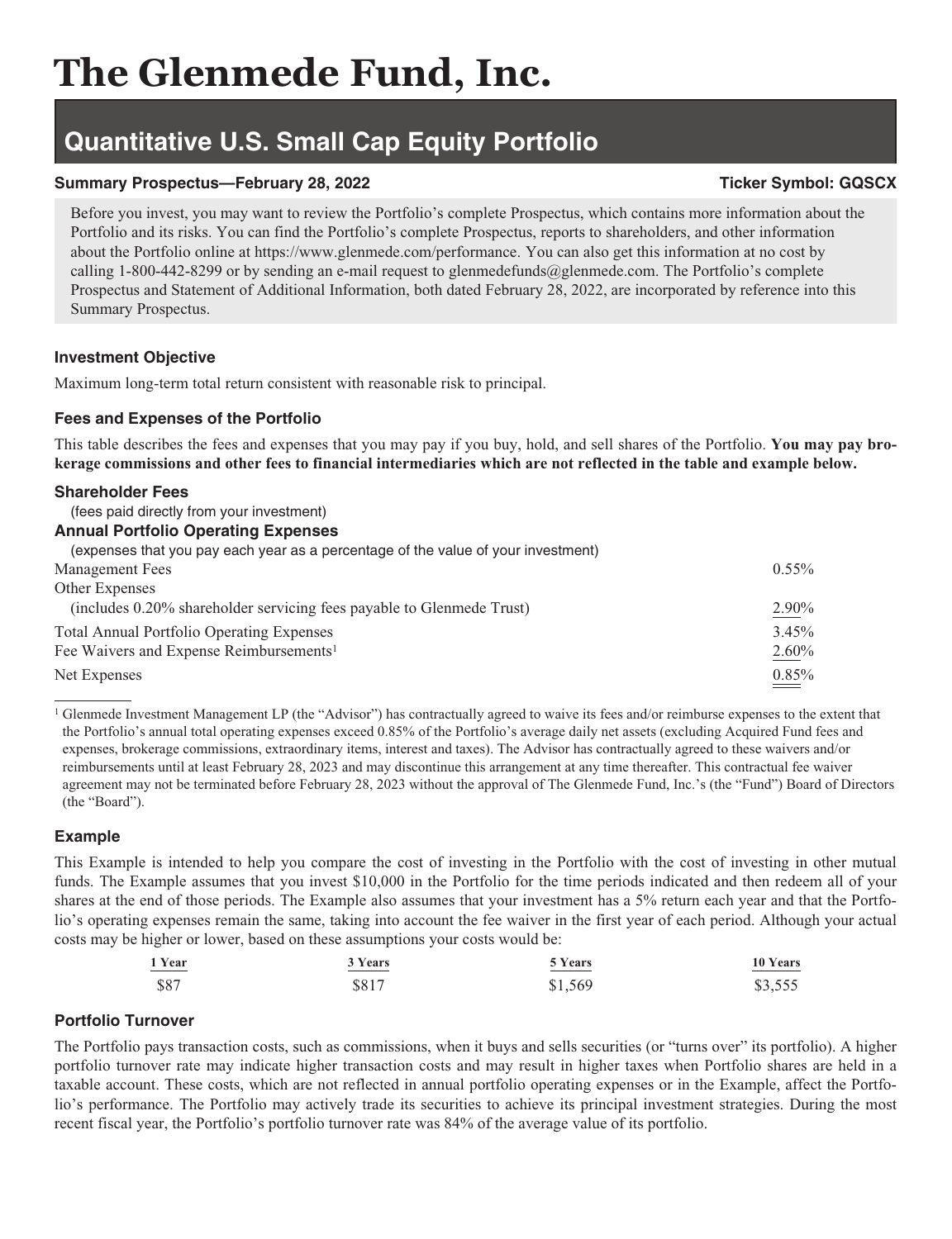# The Glenmede Fund, Inc.

## Quantitative U.S. Small Cap Equity Portfolio

**Summary Prospectus—February 28, 2022** **Ticker Symbol: GQSCX**

Before you invest, you may want to review the Portfolio's complete Prospectus, which contains more information about the Portfolio and its risks. You can find the Portfolio's complete Prospectus, reports to shareholders, and other information about the Portfolio online at https://www.glenmede.com/performance. You can also get this information at no cost by calling 1-800-442-8299 or by sending an e-mail request to glenmedefunds@glenmede.com. The Portfolio's complete Prospectus and Statement of Additional Information, both dated February 28, 2022, are incorporated by reference into this Summary Prospectus.

### Investment Objective

Maximum long-term total return consistent with reasonable risk to principal.

### Fees and Expenses of the Portfolio

This table describes the fees and expenses that you may pay if you buy, hold, and sell shares of the Portfolio. **You may pay brokerage commissions and other fees to financial intermediaries which are not reflected in the table and example below.**

**Shareholder Fees**
(fees paid directly from your investment)

**Annual Portfolio Operating Expenses**
(expenses that you pay each year as a percentage of the value of your investment)

| | |
|---|---|
| Management Fees | 0.55% |
| Other Expenses (includes 0.20% shareholder servicing fees payable to Glenmede Trust) | 2.90% |
| Total Annual Portfolio Operating Expenses | 3.45% |
| Fee Waivers and Expense Reimbursements[1] | 2.60% |
| Net Expenses | 0.85% |

[1] Glenmede Investment Management LP (the "Advisor") has contractually agreed to waive its fees and/or reimburse expenses to the extent that the Portfolio's annual total operating expenses exceed 0.85% of the Portfolio's average daily net assets (excluding Acquired Fund fees and expenses, brokerage commissions, extraordinary items, interest and taxes). The Advisor has contractually agreed to these waivers and/or reimbursements until at least February 28, 2023 and may discontinue this arrangement at any time thereafter. This contractual fee waiver agreement may not be terminated before February 28, 2023 without the approval of The Glenmede Fund, Inc.'s (the "Fund") Board of Directors (the "Board").

### Example

This Example is intended to help you compare the cost of investing in the Portfolio with the cost of investing in other mutual funds. The Example assumes that you invest $10,000 in the Portfolio for the time periods indicated and then redeem all of your shares at the end of those periods. The Example also assumes that your investment has a 5% return each year and that the Portfolio's operating expenses remain the same, taking into account the fee waiver in the first year of each period. Although your actual costs may be higher or lower, based on these assumptions your costs would be:

| 1 Year | 3 Years | 5 Years | 10 Years |
|---|---|---|---|
| $87 | $817 | $1,569 | $3,555 |

### Portfolio Turnover

The Portfolio pays transaction costs, such as commissions, when it buys and sells securities (or "turns over" its portfolio). A higher portfolio turnover rate may indicate higher transaction costs and may result in higher taxes when Portfolio shares are held in a taxable account. These costs, which are not reflected in annual portfolio operating expenses or in the Example, affect the Portfolio's performance. The Portfolio may actively trade its securities to achieve its principal investment strategies. During the most recent fiscal year, the Portfolio's portfolio turnover rate was 84% of the average value of its portfolio.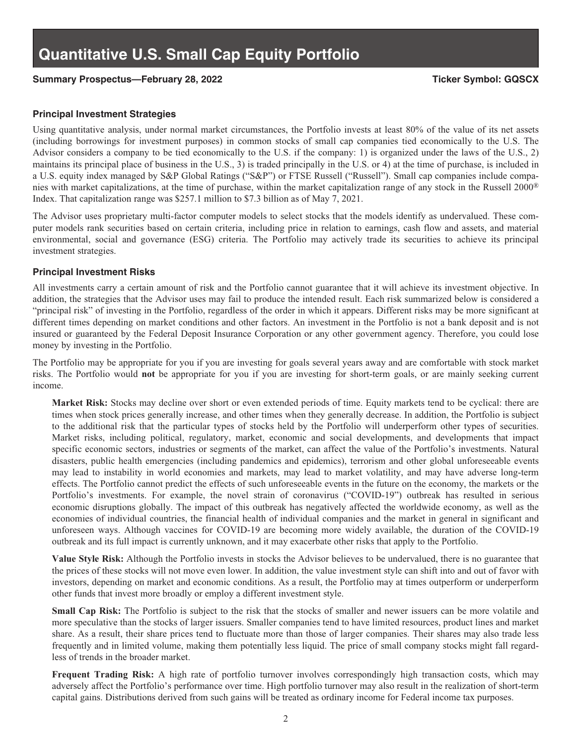# Quantitative U.S. Small Cap Equity Portfolio

**Summary Prospectus—February 28, 2022** **Ticker Symbol: GQSCX**

### Principal Investment Strategies

Using quantitative analysis, under normal market circumstances, the Portfolio invests at least 80% of the value of its net assets (including borrowings for investment purposes) in common stocks of small cap companies tied economically to the U.S. The Advisor considers a company to be tied economically to the U.S. if the company: 1) is organized under the laws of the U.S., 2) maintains its principal place of business in the U.S., 3) is traded principally in the U.S. or 4) at the time of purchase, is included in a U.S. equity index managed by S&P Global Ratings ("S&P") or FTSE Russell ("Russell"). Small cap companies include companies with market capitalizations, at the time of purchase, within the market capitalization range of any stock in the Russell 2000® Index. That capitalization range was $257.1 million to $7.3 billion as of May 7, 2021.

The Advisor uses proprietary multi-factor computer models to select stocks that the models identify as undervalued. These computer models rank securities based on certain criteria, including price in relation to earnings, cash flow and assets, and material environmental, social and governance (ESG) criteria. The Portfolio may actively trade its securities to achieve its principal investment strategies.

### Principal Investment Risks

All investments carry a certain amount of risk and the Portfolio cannot guarantee that it will achieve its investment objective. In addition, the strategies that the Advisor uses may fail to produce the intended result. Each risk summarized below is considered a "principal risk" of investing in the Portfolio, regardless of the order in which it appears. Different risks may be more significant at different times depending on market conditions and other factors. An investment in the Portfolio is not a bank deposit and is not insured or guaranteed by the Federal Deposit Insurance Corporation or any other government agency. Therefore, you could lose money by investing in the Portfolio.

The Portfolio may be appropriate for you if you are investing for goals several years away and are comfortable with stock market risks. The Portfolio would **not** be appropriate for you if you are investing for short-term goals, or are mainly seeking current income.

**Market Risk:** Stocks may decline over short or even extended periods of time. Equity markets tend to be cyclical: there are times when stock prices generally increase, and other times when they generally decrease. In addition, the Portfolio is subject to the additional risk that the particular types of stocks held by the Portfolio will underperform other types of securities. Market risks, including political, regulatory, market, economic and social developments, and developments that impact specific economic sectors, industries or segments of the market, can affect the value of the Portfolio's investments. Natural disasters, public health emergencies (including pandemics and epidemics), terrorism and other global unforeseeable events may lead to instability in world economies and markets, may lead to market volatility, and may have adverse long-term effects. The Portfolio cannot predict the effects of such unforeseeable events in the future on the economy, the markets or the Portfolio's investments. For example, the novel strain of coronavirus ("COVID-19") outbreak has resulted in serious economic disruptions globally. The impact of this outbreak has negatively affected the worldwide economy, as well as the economies of individual countries, the financial health of individual companies and the market in general in significant and unforeseen ways. Although vaccines for COVID-19 are becoming more widely available, the duration of the COVID-19 outbreak and its full impact is currently unknown, and it may exacerbate other risks that apply to the Portfolio.

**Value Style Risk:** Although the Portfolio invests in stocks the Advisor believes to be undervalued, there is no guarantee that the prices of these stocks will not move even lower. In addition, the value investment style can shift into and out of favor with investors, depending on market and economic conditions. As a result, the Portfolio may at times outperform or underperform other funds that invest more broadly or employ a different investment style.

**Small Cap Risk:** The Portfolio is subject to the risk that the stocks of smaller and newer issuers can be more volatile and more speculative than the stocks of larger issuers. Smaller companies tend to have limited resources, product lines and market share. As a result, their share prices tend to fluctuate more than those of larger companies. Their shares may also trade less frequently and in limited volume, making them potentially less liquid. The price of small company stocks might fall regardless of trends in the broader market.

**Frequent Trading Risk:** A high rate of portfolio turnover involves correspondingly high transaction costs, which may adversely affect the Portfolio's performance over time. High portfolio turnover may also result in the realization of short-term capital gains. Distributions derived from such gains will be treated as ordinary income for Federal income tax purposes.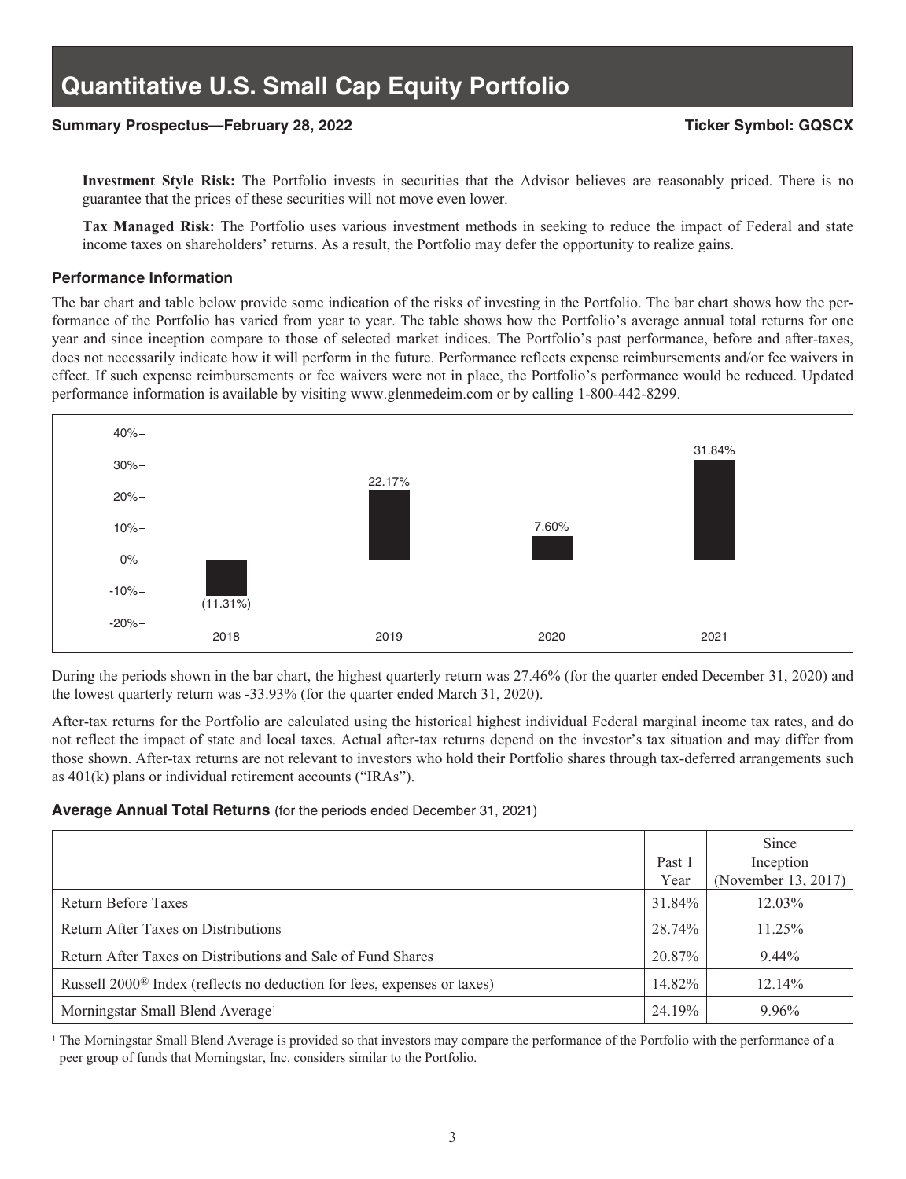**Investment Style Risk:** The Portfolio invests in securities that the Advisor believes are reasonably priced. There is no guarantee that the prices of these securities will not move even lower.

**Tax Managed Risk:** The Portfolio uses various investment methods in seeking to reduce the impact of Federal and state income taxes on shareholders' returns. As a result, the Portfolio may defer the opportunity to realize gains.

### Performance Information

The bar chart and table below provide some indication of the risks of investing in the Portfolio. The bar chart shows how the performance of the Portfolio has varied from year to year. The table shows how the Portfolio's average annual total returns for one year and since inception compare to those of selected market indices. The Portfolio's past performance, before and after-taxes, does not necessarily indicate how it will perform in the future. Performance reflects expense reimbursements and/or fee waivers in effect. If such expense reimbursements or fee waivers were not in place, the Portfolio's performance would be reduced. Updated performance information is available by visiting www.glenmedeim.com or by calling 1-800-442-8299.

| Year | Return |
|---|---|
| 2018 | (11.31%) |
| 2019 | 22.17% |
| 2020 | 7.60% |
| 2021 | 31.84% |

During the periods shown in the bar chart, the highest quarterly return was 27.46% (for the quarter ended December 31, 2020) and the lowest quarterly return was -33.93% (for the quarter ended March 31, 2020).

After-tax returns for the Portfolio are calculated using the historical highest individual Federal marginal income tax rates, and do not reflect the impact of state and local taxes. Actual after-tax returns depend on the investor's tax situation and may differ from those shown. After-tax returns are not relevant to investors who hold their Portfolio shares through tax-deferred arrangements such as 401(k) plans or individual retirement accounts ("IRAs").

### Average Annual Total Returns (for the periods ended December 31, 2021)

| | Past 1 Year | Since Inception (November 13, 2017) |
|---|---|---|
| Return Before Taxes | 31.84% | 12.03% |
| Return After Taxes on Distributions | 28.74% | 11.25% |
| Return After Taxes on Distributions and Sale of Fund Shares | 20.87% | 9.44% |
| Russell 2000® Index (reflects no deduction for fees, expenses or taxes) | 14.82% | 12.14% |
| Morningstar Small Blend Average[1] | 24.19% | 9.96% |

[1] The Morningstar Small Blend Average is provided so that investors may compare the performance of the Portfolio with the performance of a peer group of funds that Morningstar, Inc. considers similar to the Portfolio.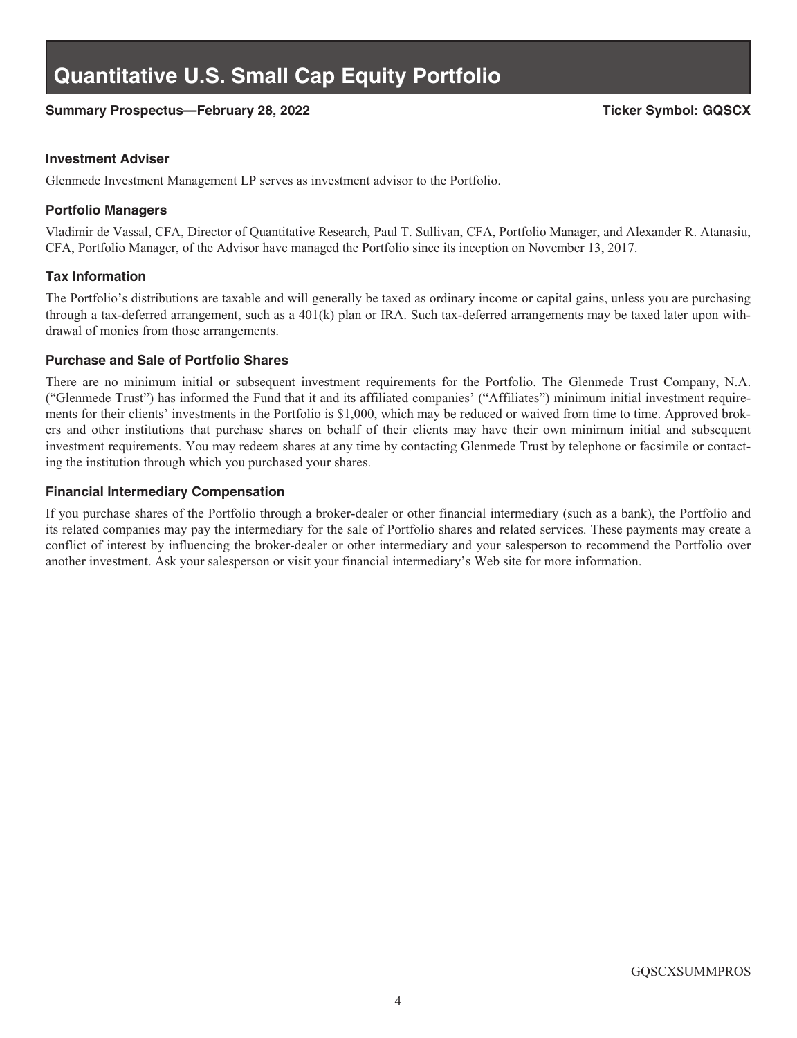# Quantitative U.S. Small Cap Equity Portfolio

**Summary Prospectus—February 28, 2022** **Ticker Symbol: GQSCX**

### Investment Adviser

Glenmede Investment Management LP serves as investment advisor to the Portfolio.

### Portfolio Managers

Vladimir de Vassal, CFA, Director of Quantitative Research, Paul T. Sullivan, CFA, Portfolio Manager, and Alexander R. Atanasiu, CFA, Portfolio Manager, of the Advisor have managed the Portfolio since its inception on November 13, 2017.

### Tax Information

The Portfolio's distributions are taxable and will generally be taxed as ordinary income or capital gains, unless you are purchasing through a tax-deferred arrangement, such as a 401(k) plan or IRA. Such tax-deferred arrangements may be taxed later upon withdrawal of monies from those arrangements.

### Purchase and Sale of Portfolio Shares

There are no minimum initial or subsequent investment requirements for the Portfolio. The Glenmede Trust Company, N.A. ("Glenmede Trust") has informed the Fund that it and its affiliated companies' ("Affiliates") minimum initial investment requirements for their clients' investments in the Portfolio is $1,000, which may be reduced or waived from time to time. Approved brokers and other institutions that purchase shares on behalf of their clients may have their own minimum initial and subsequent investment requirements. You may redeem shares at any time by contacting Glenmede Trust by telephone or facsimile or contacting the institution through which you purchased your shares.

### Financial Intermediary Compensation

If you purchase shares of the Portfolio through a broker-dealer or other financial intermediary (such as a bank), the Portfolio and its related companies may pay the intermediary for the sale of Portfolio shares and related services. These payments may create a conflict of interest by influencing the broker-dealer or other intermediary and your salesperson to recommend the Portfolio over another investment. Ask your salesperson or visit your financial intermediary's Web site for more information.

GQSCXSUMMPROS